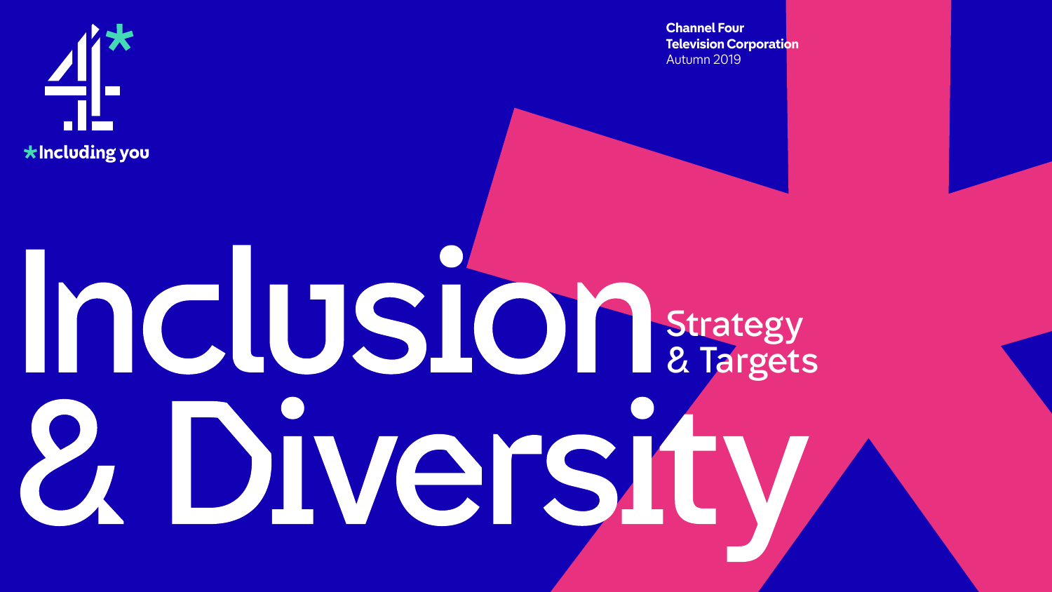*Including you

**Channel Four**
**Television Corporation**
Autumn 2019

# Inclusion & Diversity

## Strategy & Targets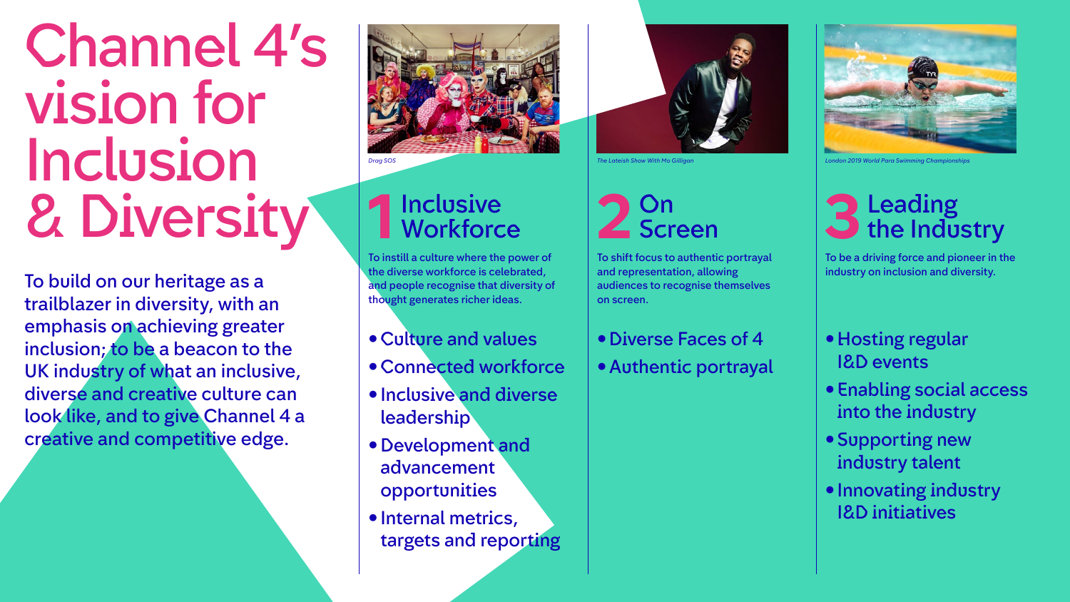# Channel 4's vision for Inclusion & Diversity

To build on our heritage as a trailblazer in diversity, with an emphasis on achieving greater inclusion; to be a beacon to the UK industry of what an inclusive, diverse and creative culture can look like, and to give Channel 4 a creative and competitive edge.

*Drag SOS*

## 1 Inclusive Workforce

To instill a culture where the power of the diverse workforce is celebrated, and people recognise that diversity of thought generates richer ideas.

- Culture and values
- Connected workforce
- Inclusive and diverse leadership
- Development and advancement opportunities
- Internal metrics, targets and reporting

*The Lateish Show With Mo Gilligan*

## 2 On Screen

To shift focus to authentic portrayal and representation, allowing audiences to recognise themselves on screen.

- Diverse Faces of 4
- Authentic portrayal

*London 2019 World Para Swimming Championships*

## 3 Leading the Industry

To be a driving force and pioneer in the industry on inclusion and diversity.

- Hosting regular I&D events
- Enabling social access into the industry
- Supporting new industry talent
- Innovating industry I&D initiatives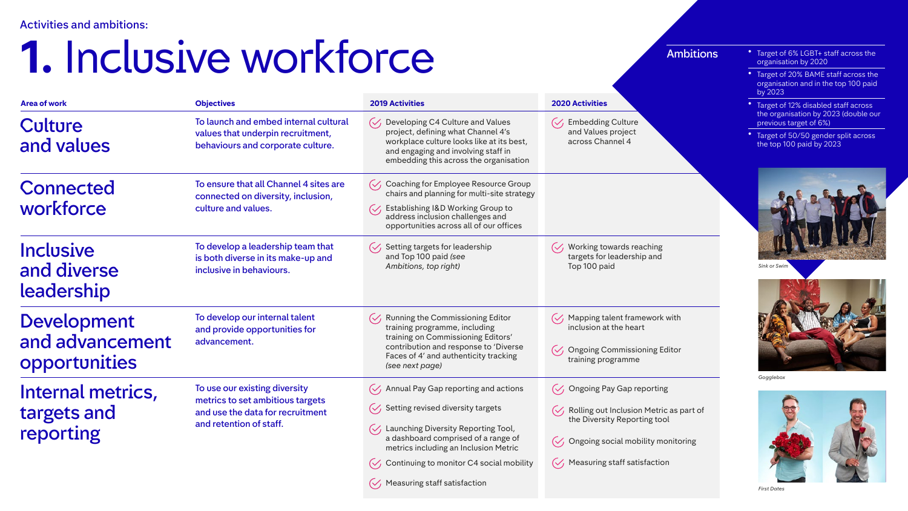Activities and ambitions:

# 1. Inclusive workforce

| Area of work | Objectives | 2019 Activities | 2020 Activities |
| --- | --- | --- | --- |
| **Culture and values** | To launch and embed internal cultural values that underpin recruitment, behaviours and corporate culture. | Developing C4 Culture and Values project, defining what Channel 4's workplace culture looks like at its best, and engaging and involving staff in embedding this across the organisation | Embedding Culture and Values project across Channel 4 |
| **Connected workforce** | To ensure that all Channel 4 sites are connected on diversity, inclusion, culture and values. | Coaching for Employee Resource Group chairs and planning for multi-site strategy<br>Establishing I&D Working Group to address inclusion challenges and opportunities across all of our offices | |
| **Inclusive and diverse leadership** | To develop a leadership team that is both diverse in its make-up and inclusive in behaviours. | Setting targets for leadership and Top 100 paid *(see Ambitions, top right)* | Working towards reaching targets for leadership and Top 100 paid |
| **Development and advancement opportunities** | To develop our internal talent and provide opportunities for advancement. | Running the Commissioning Editor training programme, including training on Commissioning Editors' contribution and response to 'Diverse Faces of 4' and authenticity tracking *(see next page)* | Mapping talent framework with inclusion at the heart<br>Ongoing Commissioning Editor training programme |
| **Internal metrics, targets and reporting** | To use our existing diversity metrics to set ambitious targets and use the data for recruitment and retention of staff. | Annual Pay Gap reporting and actions<br>Setting revised diversity targets<br>Launching Diversity Reporting Tool, a dashboard comprised of a range of metrics including an Inclusion Metric<br>Continuing to monitor C4 social mobility<br>Measuring staff satisfaction | Ongoing Pay Gap reporting<br>Rolling out Inclusion Metric as part of the Diversity Reporting tool<br>Ongoing social mobility monitoring<br>Measuring staff satisfaction |

## Ambitions

- Target of 6% LGBT+ staff across the organisation by 2020
- Target of 20% BAME staff across the organisation and in the top 100 paid by 2023
- Target of 12% disabled staff across the organisation by 2023 (double our previous target of 6%)
- Target of 50/50 gender split across the top 100 paid by 2023

*Sink or Swim*

*Gogglebox*

*First Dates*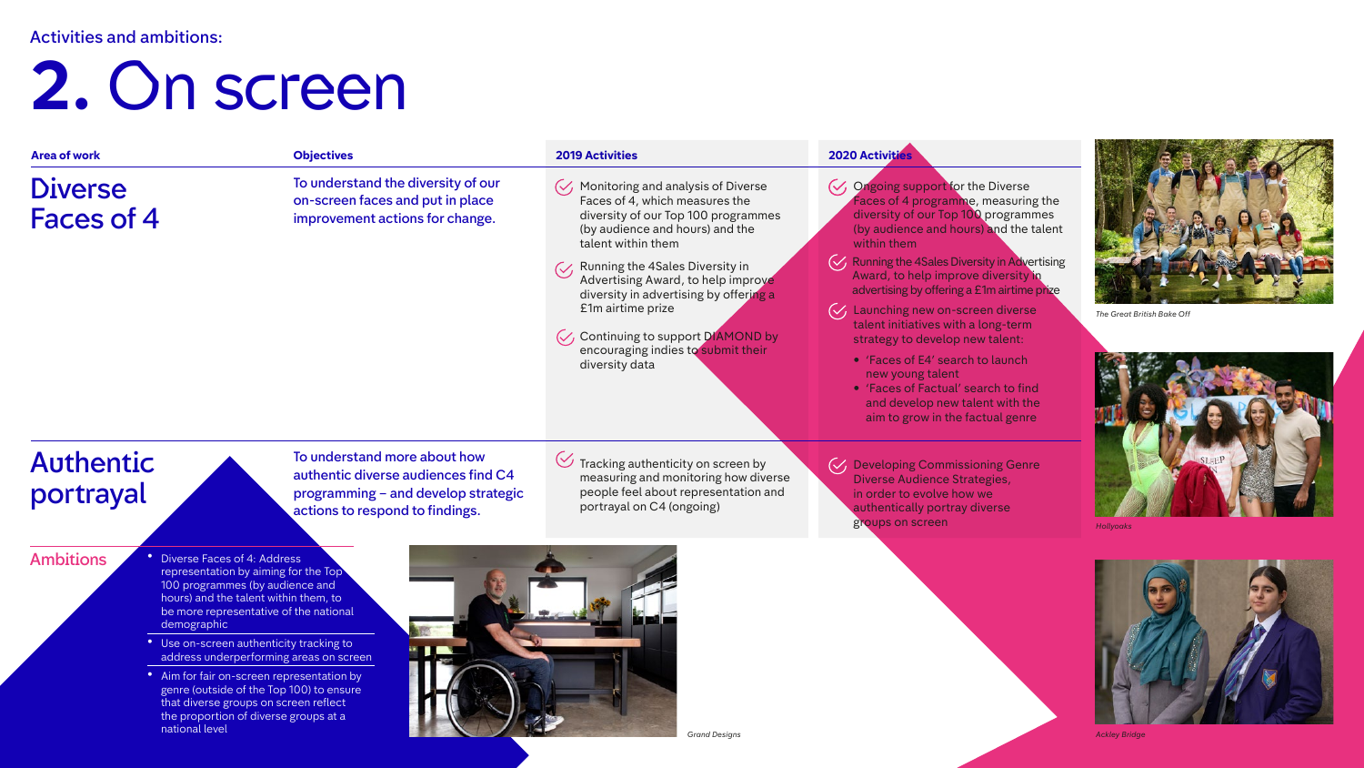Activities and ambitions:

# 2. On screen

| Area of work | Objectives | 2019 Activities | 2020 Activities |
| --- | --- | --- | --- |
| **Diverse Faces of 4** | To understand the diversity of our on-screen faces and put in place improvement actions for change. | Monitoring and analysis of Diverse Faces of 4, which measures the diversity of our Top 100 programmes (by audience and hours) and the talent within them<br><br>Running the 4Sales Diversity in Advertising Award, to help improve diversity in advertising by offering a £1m airtime prize<br><br>Continuing to support DIAMOND by encouraging indies to submit their diversity data | Ongoing support for the Diverse Faces of 4 programme, measuring the diversity of our Top 100 programmes (by audience and hours) and the talent within them<br><br>Running the 4Sales Diversity in Advertising Award, to help improve diversity in advertising by offering a £1m airtime prize<br><br>Launching new on-screen diverse talent initiatives with a long-term strategy to develop new talent:<br>• 'Faces of E4' search to launch new young talent<br>• 'Faces of Factual' search to find and develop new talent with the aim to grow in the factual genre |
| **Authentic portrayal** | To understand more about how authentic diverse audiences find C4 programming – and develop strategic actions to respond to findings. | Tracking authenticity on screen by measuring and monitoring how diverse people feel about representation and portrayal on C4 (ongoing) | Developing Commissioning Genre Diverse Audience Strategies, in order to evolve how we authentically portray diverse groups on screen |

## Ambitions

- Diverse Faces of 4: Address representation by aiming for the Top 100 programmes (by audience and hours) and the talent within them, to be more representative of the national demographic
- Use on-screen authenticity tracking to address underperforming areas on screen
- Aim for fair on-screen representation by genre (outside of the Top 100) to ensure that diverse groups on screen reflect the proportion of diverse groups at a national level

*The Great British Bake Off*

*Hollyoaks*

*Grand Designs*

*Ackley Bridge*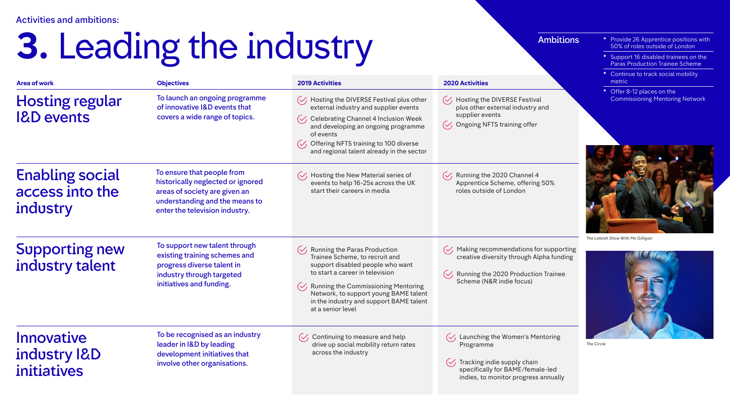Activities and ambitions:

# 3. Leading the industry

## Ambitions

- Provide 26 Apprentice positions with 50% of roles outside of London
- Support 16 disabled trainees on the Paras Production Trainee Scheme
- Continue to track social mobility metric
- Offer 8-12 places on the Commissioning Mentoring Network

| Area of work | Objectives | 2019 Activities | 2020 Activities |
| --- | --- | --- | --- |
| Hosting regular I&D events | To launch an ongoing programme of innovative I&D events that covers a wide range of topics. | Hosting the DIVERSE Festival plus other external industry and supplier events<br>Celebrating Channel 4 Inclusion Week and developing an ongoing programme of events<br>Offering NFTS training to 100 diverse and regional talent already in the sector | Hosting the DIVERSE Festival plus other external industry and supplier events<br>Ongoing NFTS training offer |
| Enabling social access into the industry | To ensure that people from historically neglected or ignored areas of society are given an understanding and the means to enter the television industry. | Hosting the New Material series of events to help 16-25s across the UK start their careers in media | Running the 2020 Channel 4 Apprentice Scheme, offering 50% roles outside of London |
| Supporting new industry talent | To support new talent through existing training schemes and progress diverse talent in industry through targeted initiatives and funding. | Running the Paras Production Trainee Scheme, to recruit and support disabled people who want to start a career in television<br>Running the Commissioning Mentoring Network, to support young BAME talent in the industry and support BAME talent at a senior level | Making recommendations for supporting creative diversity through Alpha funding<br>Running the 2020 Production Trainee Scheme (N&R indie focus) |
| Innovative industry I&D initiatives | To be recognised as an industry leader in I&D by leading development initiatives that involve other organisations. | Continuing to measure and help drive up social mobility return rates across the industry | Launching the Women's Mentoring Programme<br>Tracking indie supply chain specifically for BAME/female-led indies, to monitor progress annually |

*The Lateish Show With Mo Gilligan*

*The Circle*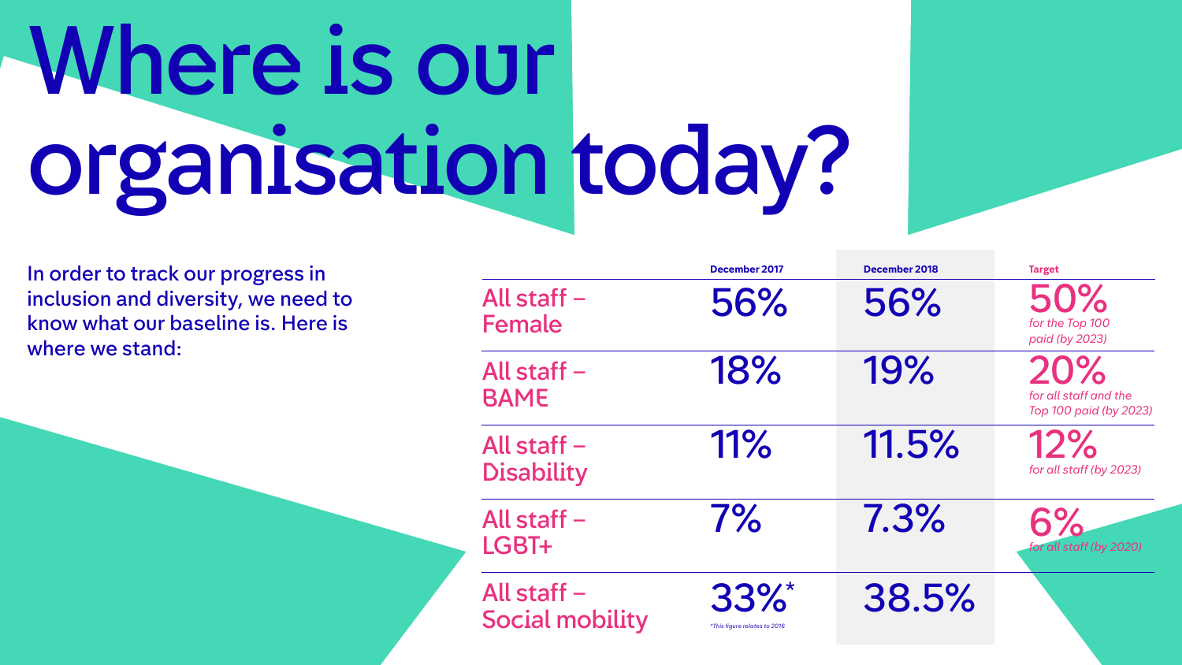# Where is our organisation today?

In order to track our progress in inclusion and diversity, we need to know what our baseline is. Here is where we stand:

| | December 2017 | December 2018 | Target |
|---|---|---|---|
| All staff – Female | 56% | 56% | 50% *for the Top 100 paid (by 2023)* |
| All staff – BAME | 18% | 19% | 20% *for all staff and the Top 100 paid (by 2023)* |
| All staff – Disability | 11% | 11.5% | 12% *for all staff (by 2023)* |
| All staff – LGBT+ | 7% | 7.3% | 6% *for all staff (by 2020)* |
| All staff – Social mobility | 33%* | 38.5% | |

*This figure relates to 2016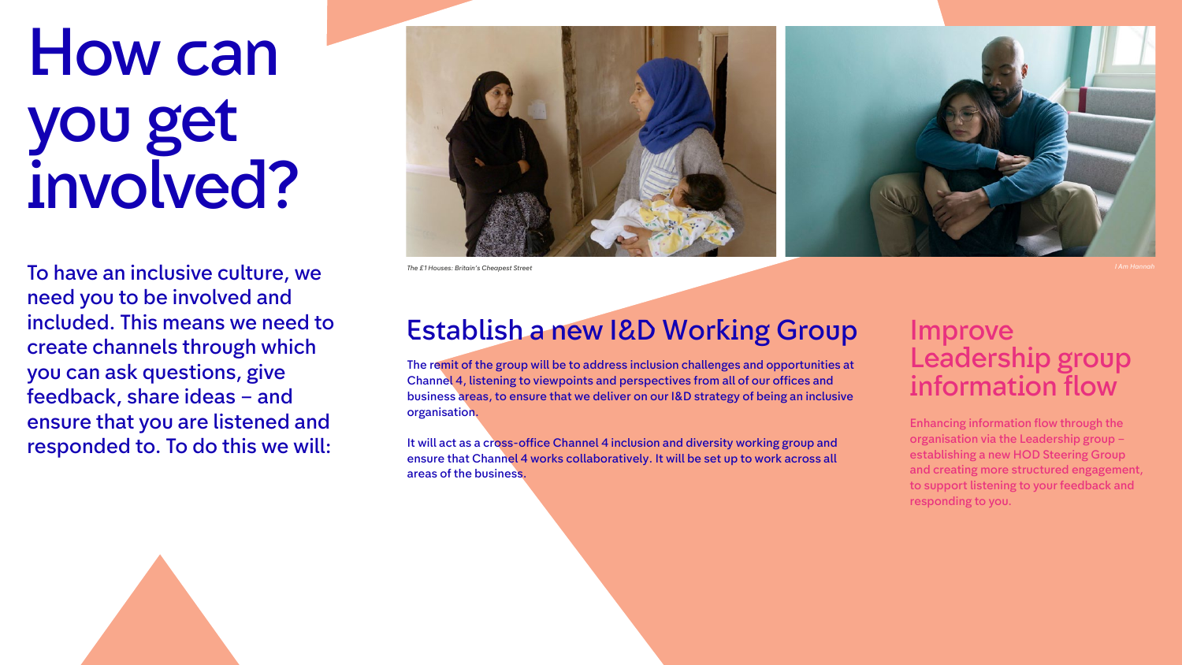# How can you get involved?

To have an inclusive culture, we need you to be involved and included. This means we need to create channels through which you can ask questions, give feedback, share ideas – and ensure that you are listened and responded to. To do this we will:

*The £1 Houses: Britain's Cheapest Street*

*I Am Hannah*

## Establish a new I&D Working Group

The remit of the group will be to address inclusion challenges and opportunities at Channel 4, listening to viewpoints and perspectives from all of our offices and business areas, to ensure that we deliver on our I&D strategy of being an inclusive organisation.

It will act as a cross-office Channel 4 inclusion and diversity working group and ensure that Channel 4 works collaboratively. It will be set up to work across all areas of the business.

## Improve Leadership group information flow

Enhancing information flow through the organisation via the Leadership group – establishing a new HOD Steering Group and creating more structured engagement, to support listening to your feedback and responding to you.